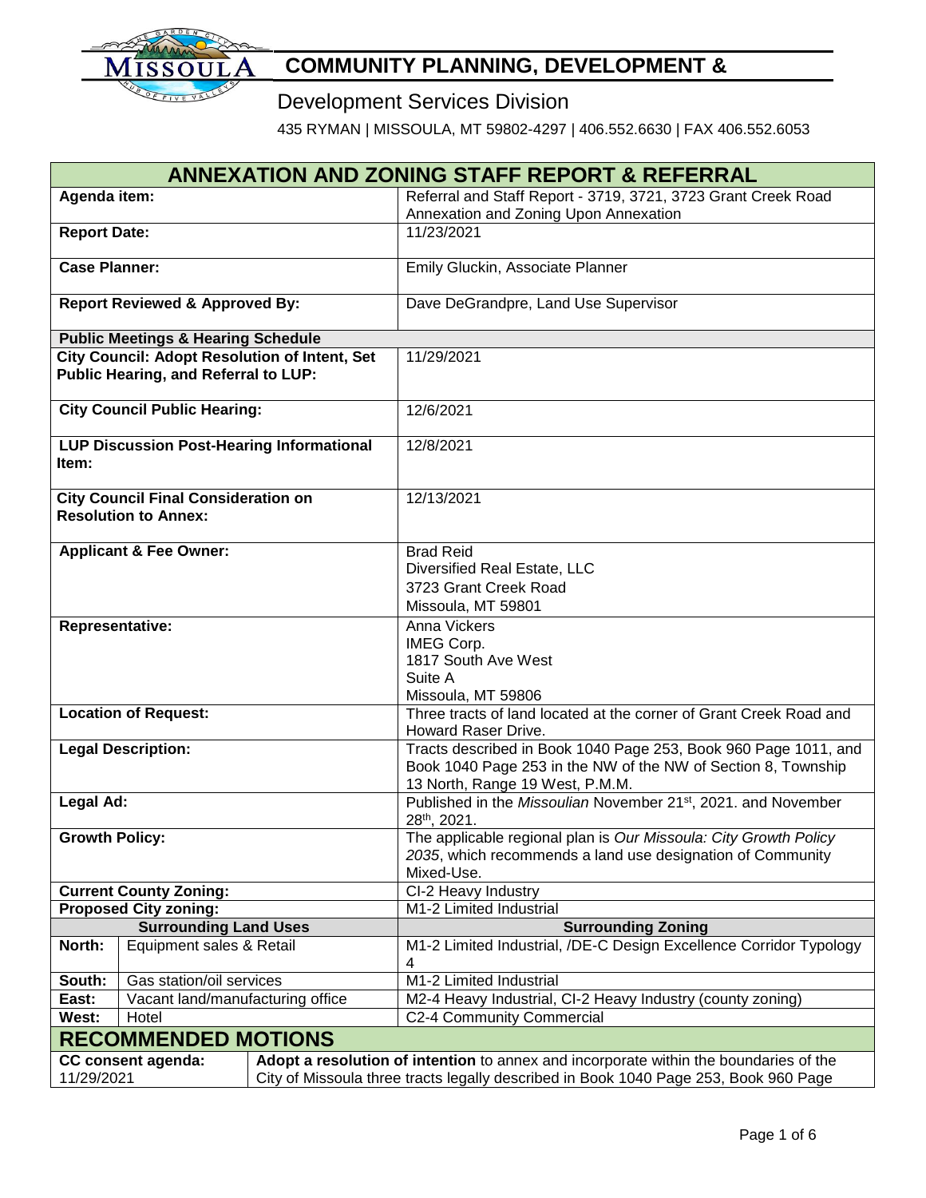# COMMUNITY PLANNING, DEVELOPMENT &

Development Services Division

435 RYMAN | MISSOULA, MT 59802-4297 | 406.552.6630 | FAX 406.552.6053

## ANNEXATION AND ZONING STAFF REPORT & REFERRAL

| | |
|---|---|
| **Agenda item:** | Referral and Staff Report - 3719, 3721, 3723 Grant Creek Road Annexation and Zoning Upon Annexation |
| **Report Date:** | 11/23/2021 |
| **Case Planner:** | Emily Gluckin, Associate Planner |
| **Report Reviewed & Approved By:** | Dave DeGrandpre, Land Use Supervisor |
| **Public Meetings & Hearing Schedule** | |
| **City Council: Adopt Resolution of Intent, Set Public Hearing, and Referral to LUP:** | 11/29/2021 |
| **City Council Public Hearing:** | 12/6/2021 |
| **LUP Discussion Post-Hearing Informational Item:** | 12/8/2021 |
| **City Council Final Consideration on Resolution to Annex:** | 12/13/2021 |
| **Applicant & Fee Owner:** | Brad Reid<br>Diversified Real Estate, LLC<br>3723 Grant Creek Road<br>Missoula, MT 59801 |
| **Representative:** | Anna Vickers<br>IMEG Corp.<br>1817 South Ave West<br>Suite A<br>Missoula, MT 59806 |
| **Location of Request:** | Three tracts of land located at the corner of Grant Creek Road and Howard Raser Drive. |
| **Legal Description:** | Tracts described in Book 1040 Page 253, Book 960 Page 1011, and Book 1040 Page 253 in the NW of the NW of Section 8, Township 13 North, Range 19 West, P.M.M. |
| **Legal Ad:** | Published in the *Missoulian* November 21st, 2021. and November 28th, 2021. |
| **Growth Policy:** | The applicable regional plan is *Our Missoula: City Growth Policy 2035*, which recommends a land use designation of Community Mixed-Use. |
| **Current County Zoning:** | CI-2 Heavy Industry |
| **Proposed City zoning:** | M1-2 Limited Industrial |

| Direction | Surrounding Land Uses | Surrounding Zoning |
|---|---|---|
| **North:** | Equipment sales & Retail | M1-2 Limited Industrial, /DE-C Design Excellence Corridor Typology 4 |
| **South:** | Gas station/oil services | M1-2 Limited Industrial |
| **East:** | Vacant land/manufacturing office | M2-4 Heavy Industrial, CI-2 Heavy Industry (county zoning) |
| **West:** | Hotel | C2-4 Community Commercial |

## RECOMMENDED MOTIONS

| | |
|---|---|
| **CC consent agenda:** 11/29/2021 | **Adopt a resolution of intention** to annex and incorporate within the boundaries of the City of Missoula three tracts legally described in Book 1040 Page 253, Book 960 Page |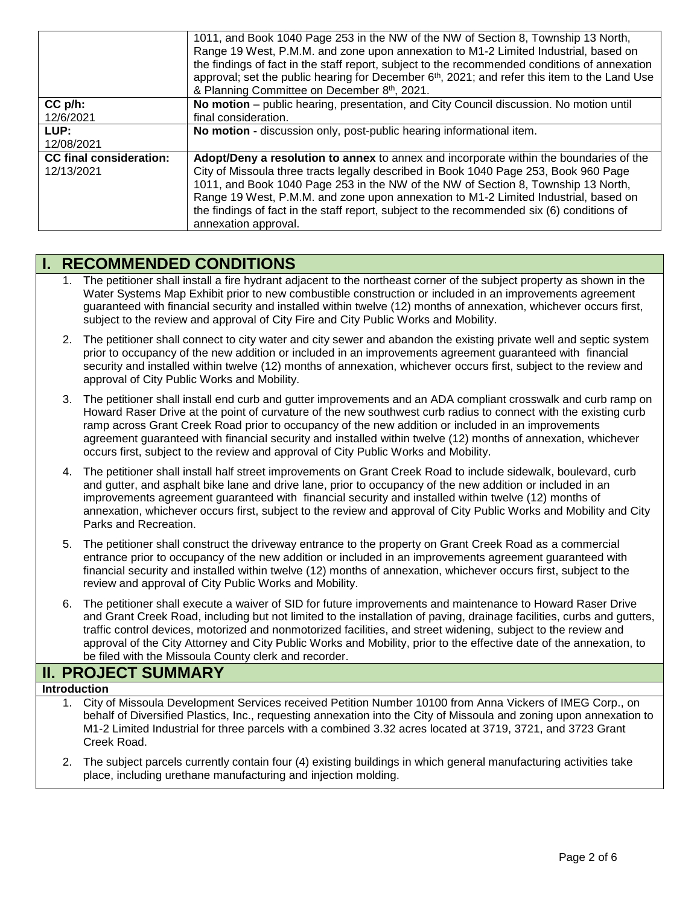|  |  |
|---|---|
|  | 1011, and Book 1040 Page 253 in the NW of the NW of Section 8, Township 13 North, Range 19 West, P.M.M. and zone upon annexation to M1-2 Limited Industrial, based on the findings of fact in the staff report, subject to the recommended conditions of annexation approval; set the public hearing for December 6th, 2021; and refer this item to the Land Use & Planning Committee on December 8th, 2021. |
| **CC p/h:** 12/6/2021 | **No motion** – public hearing, presentation, and City Council discussion. No motion until final consideration. |
| **LUP:** 12/08/2021 | **No motion -** discussion only, post-public hearing informational item. |
| **CC final consideration:** 12/13/2021 | **Adopt/Deny a resolution to annex** to annex and incorporate within the boundaries of the City of Missoula three tracts legally described in Book 1040 Page 253, Book 960 Page 1011, and Book 1040 Page 253 in the NW of the NW of Section 8, Township 13 North, Range 19 West, P.M.M. and zone upon annexation to M1-2 Limited Industrial, based on the findings of fact in the staff report, subject to the recommended six (6) conditions of annexation approval. |

## I. RECOMMENDED CONDITIONS

1. The petitioner shall install a fire hydrant adjacent to the northeast corner of the subject property as shown in the Water Systems Map Exhibit prior to new combustible construction or included in an improvements agreement guaranteed with financial security and installed within twelve (12) months of annexation, whichever occurs first, subject to the review and approval of City Fire and City Public Works and Mobility.
2. The petitioner shall connect to city water and city sewer and abandon the existing private well and septic system prior to occupancy of the new addition or included in an improvements agreement guaranteed with financial security and installed within twelve (12) months of annexation, whichever occurs first, subject to the review and approval of City Public Works and Mobility.
3. The petitioner shall install end curb and gutter improvements and an ADA compliant crosswalk and curb ramp on Howard Raser Drive at the point of curvature of the new southwest curb radius to connect with the existing curb ramp across Grant Creek Road prior to occupancy of the new addition or included in an improvements agreement guaranteed with financial security and installed within twelve (12) months of annexation, whichever occurs first, subject to the review and approval of City Public Works and Mobility.
4. The petitioner shall install half street improvements on Grant Creek Road to include sidewalk, boulevard, curb and gutter, and asphalt bike lane and drive lane, prior to occupancy of the new addition or included in an improvements agreement guaranteed with financial security and installed within twelve (12) months of annexation, whichever occurs first, subject to the review and approval of City Public Works and Mobility and City Parks and Recreation.
5. The petitioner shall construct the driveway entrance to the property on Grant Creek Road as a commercial entrance prior to occupancy of the new addition or included in an improvements agreement guaranteed with financial security and installed within twelve (12) months of annexation, whichever occurs first, subject to the review and approval of City Public Works and Mobility.
6. The petitioner shall execute a waiver of SID for future improvements and maintenance to Howard Raser Drive and Grant Creek Road, including but not limited to the installation of paving, drainage facilities, curbs and gutters, traffic control devices, motorized and nonmotorized facilities, and street widening, subject to the review and approval of the City Attorney and City Public Works and Mobility, prior to the effective date of the annexation, to be filed with the Missoula County clerk and recorder.

## II. PROJECT SUMMARY

**Introduction**

1. City of Missoula Development Services received Petition Number 10100 from Anna Vickers of IMEG Corp., on behalf of Diversified Plastics, Inc., requesting annexation into the City of Missoula and zoning upon annexation to M1-2 Limited Industrial for three parcels with a combined 3.32 acres located at 3719, 3721, and 3723 Grant Creek Road.
2. The subject parcels currently contain four (4) existing buildings in which general manufacturing activities take place, including urethane manufacturing and injection molding.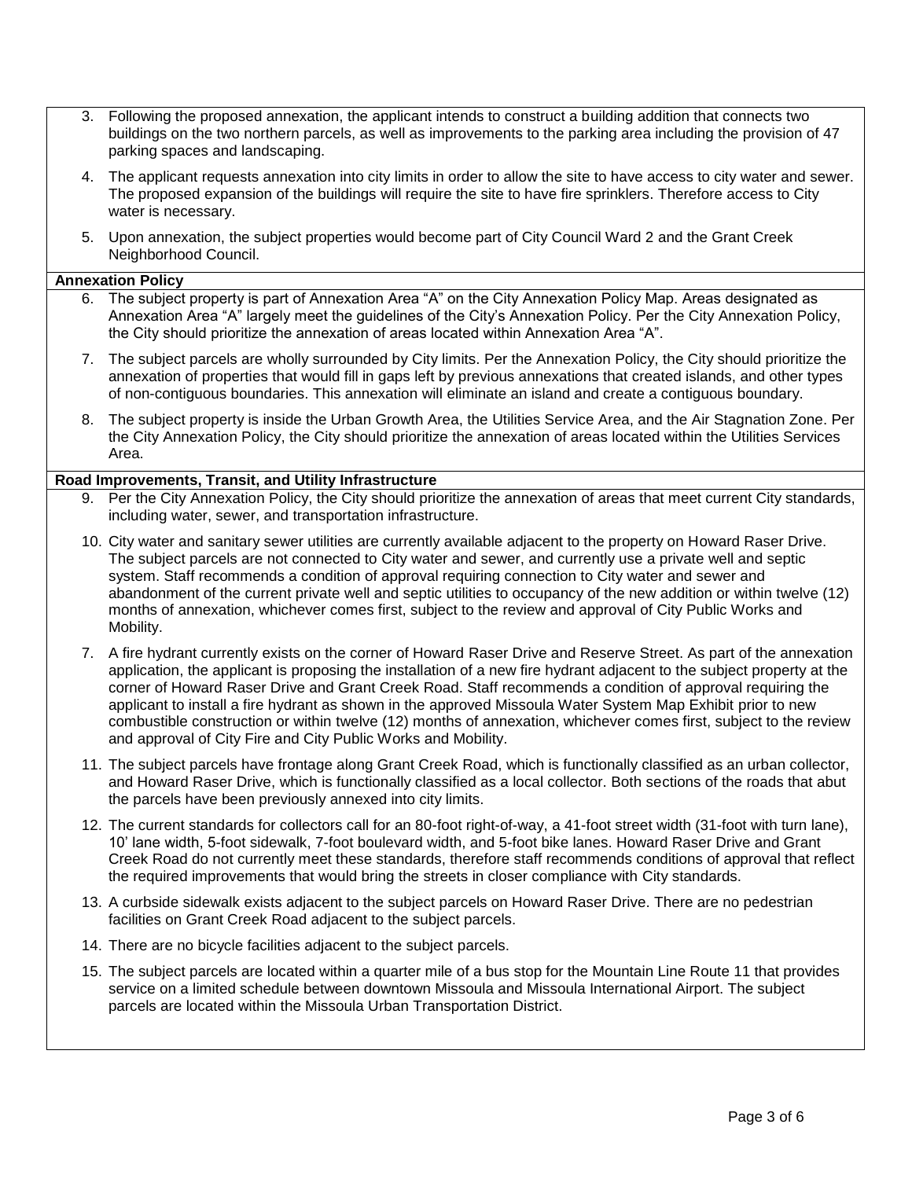3. Following the proposed annexation, the applicant intends to construct a building addition that connects two buildings on the two northern parcels, as well as improvements to the parking area including the provision of 47 parking spaces and landscaping.

4. The applicant requests annexation into city limits in order to allow the site to have access to city water and sewer. The proposed expansion of the buildings will require the site to have fire sprinklers. Therefore access to City water is necessary.

5. Upon annexation, the subject properties would become part of City Council Ward 2 and the Grant Creek Neighborhood Council.

**Annexation Policy**

6. The subject property is part of Annexation Area "A" on the City Annexation Policy Map. Areas designated as Annexation Area "A" largely meet the guidelines of the City's Annexation Policy. Per the City Annexation Policy, the City should prioritize the annexation of areas located within Annexation Area "A".

7. The subject parcels are wholly surrounded by City limits. Per the Annexation Policy, the City should prioritize the annexation of properties that would fill in gaps left by previous annexations that created islands, and other types of non-contiguous boundaries. This annexation will eliminate an island and create a contiguous boundary.

8. The subject property is inside the Urban Growth Area, the Utilities Service Area, and the Air Stagnation Zone. Per the City Annexation Policy, the City should prioritize the annexation of areas located within the Utilities Services Area.

**Road Improvements, Transit, and Utility Infrastructure**

9. Per the City Annexation Policy, the City should prioritize the annexation of areas that meet current City standards, including water, sewer, and transportation infrastructure.

10. City water and sanitary sewer utilities are currently available adjacent to the property on Howard Raser Drive. The subject parcels are not connected to City water and sewer, and currently use a private well and septic system. Staff recommends a condition of approval requiring connection to City water and sewer and abandonment of the current private well and septic utilities to occupancy of the new addition or within twelve (12) months of annexation, whichever comes first, subject to the review and approval of City Public Works and Mobility.

7. A fire hydrant currently exists on the corner of Howard Raser Drive and Reserve Street. As part of the annexation application, the applicant is proposing the installation of a new fire hydrant adjacent to the subject property at the corner of Howard Raser Drive and Grant Creek Road. Staff recommends a condition of approval requiring the applicant to install a fire hydrant as shown in the approved Missoula Water System Map Exhibit prior to new combustible construction or within twelve (12) months of annexation, whichever comes first, subject to the review and approval of City Fire and City Public Works and Mobility.

11. The subject parcels have frontage along Grant Creek Road, which is functionally classified as an urban collector, and Howard Raser Drive, which is functionally classified as a local collector. Both sections of the roads that abut the parcels have been previously annexed into city limits.

12. The current standards for collectors call for an 80-foot right-of-way, a 41-foot street width (31-foot with turn lane), 10' lane width, 5-foot sidewalk, 7-foot boulevard width, and 5-foot bike lanes. Howard Raser Drive and Grant Creek Road do not currently meet these standards, therefore staff recommends conditions of approval that reflect the required improvements that would bring the streets in closer compliance with City standards.

13. A curbside sidewalk exists adjacent to the subject parcels on Howard Raser Drive. There are no pedestrian facilities on Grant Creek Road adjacent to the subject parcels.

14. There are no bicycle facilities adjacent to the subject parcels.

15. The subject parcels are located within a quarter mile of a bus stop for the Mountain Line Route 11 that provides service on a limited schedule between downtown Missoula and Missoula International Airport. The subject parcels are located within the Missoula Urban Transportation District.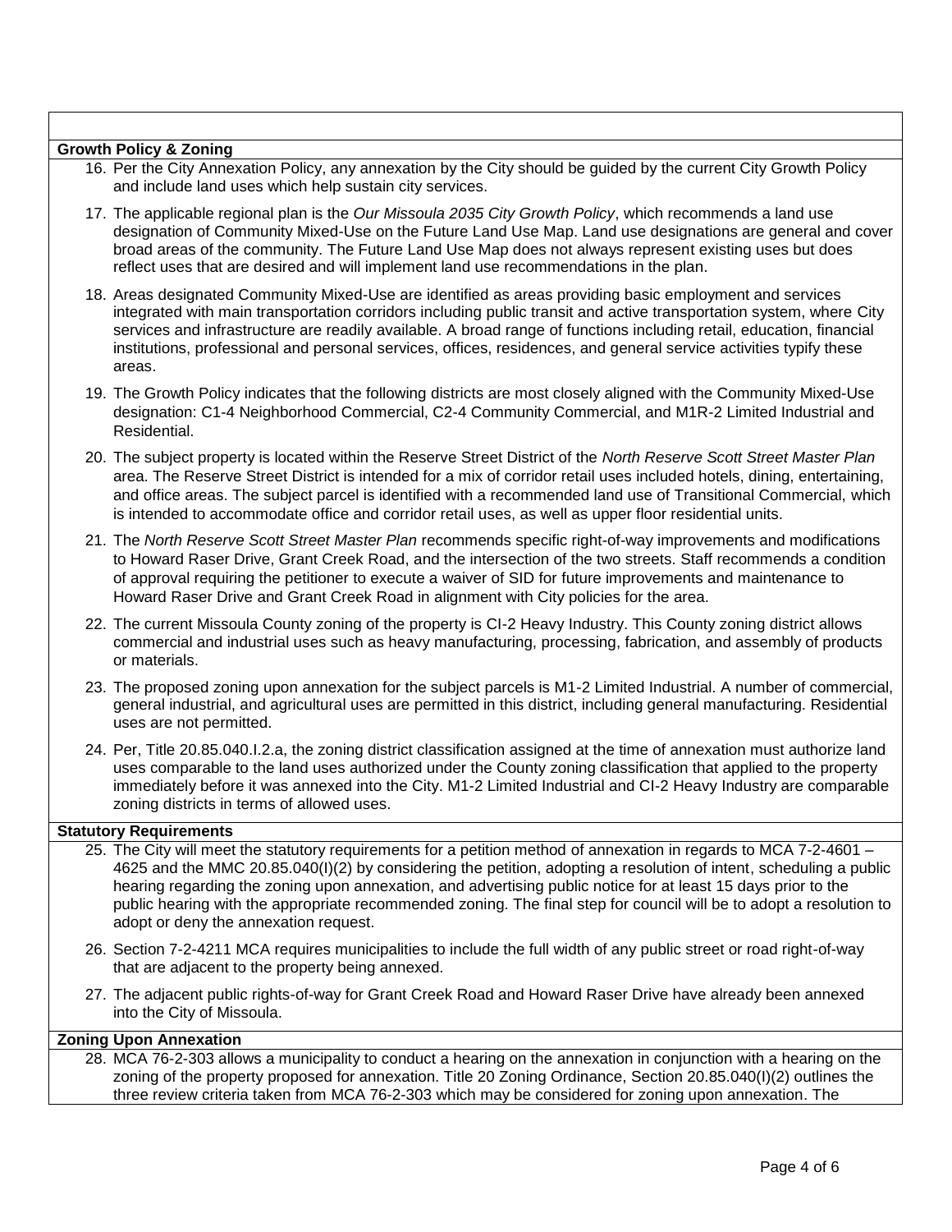**Growth Policy & Zoning**

16. Per the City Annexation Policy, any annexation by the City should be guided by the current City Growth Policy and include land uses which help sustain city services.
17. The applicable regional plan is the *Our Missoula 2035 City Growth Policy*, which recommends a land use designation of Community Mixed-Use on the Future Land Use Map. Land use designations are general and cover broad areas of the community. The Future Land Use Map does not always represent existing uses but does reflect uses that are desired and will implement land use recommendations in the plan.
18. Areas designated Community Mixed-Use are identified as areas providing basic employment and services integrated with main transportation corridors including public transit and active transportation system, where City services and infrastructure are readily available. A broad range of functions including retail, education, financial institutions, professional and personal services, offices, residences, and general service activities typify these areas.
19. The Growth Policy indicates that the following districts are most closely aligned with the Community Mixed-Use designation: C1-4 Neighborhood Commercial, C2-4 Community Commercial, and M1R-2 Limited Industrial and Residential.
20. The subject property is located within the Reserve Street District of the *North Reserve Scott Street Master Plan* area. The Reserve Street District is intended for a mix of corridor retail uses included hotels, dining, entertaining, and office areas. The subject parcel is identified with a recommended land use of Transitional Commercial, which is intended to accommodate office and corridor retail uses, as well as upper floor residential units.
21. The *North Reserve Scott Street Master Plan* recommends specific right-of-way improvements and modifications to Howard Raser Drive, Grant Creek Road, and the intersection of the two streets. Staff recommends a condition of approval requiring the petitioner to execute a waiver of SID for future improvements and maintenance to Howard Raser Drive and Grant Creek Road in alignment with City policies for the area.
22. The current Missoula County zoning of the property is CI-2 Heavy Industry. This County zoning district allows commercial and industrial uses such as heavy manufacturing, processing, fabrication, and assembly of products or materials.
23. The proposed zoning upon annexation for the subject parcels is M1-2 Limited Industrial. A number of commercial, general industrial, and agricultural uses are permitted in this district, including general manufacturing. Residential uses are not permitted.
24. Per, Title 20.85.040.I.2.a, the zoning district classification assigned at the time of annexation must authorize land uses comparable to the land uses authorized under the County zoning classification that applied to the property immediately before it was annexed into the City. M1-2 Limited Industrial and CI-2 Heavy Industry are comparable zoning districts in terms of allowed uses.

**Statutory Requirements**

25. The City will meet the statutory requirements for a petition method of annexation in regards to MCA 7-2-4601 – 4625 and the MMC 20.85.040(I)(2) by considering the petition, adopting a resolution of intent, scheduling a public hearing regarding the zoning upon annexation, and advertising public notice for at least 15 days prior to the public hearing with the appropriate recommended zoning. The final step for council will be to adopt a resolution to adopt or deny the annexation request.
26. Section 7-2-4211 MCA requires municipalities to include the full width of any public street or road right-of-way that are adjacent to the property being annexed.
27. The adjacent public rights-of-way for Grant Creek Road and Howard Raser Drive have already been annexed into the City of Missoula.

**Zoning Upon Annexation**

28. MCA 76-2-303 allows a municipality to conduct a hearing on the annexation in conjunction with a hearing on the zoning of the property proposed for annexation. Title 20 Zoning Ordinance, Section 20.85.040(I)(2) outlines the three review criteria taken from MCA 76-2-303 which may be considered for zoning upon annexation. The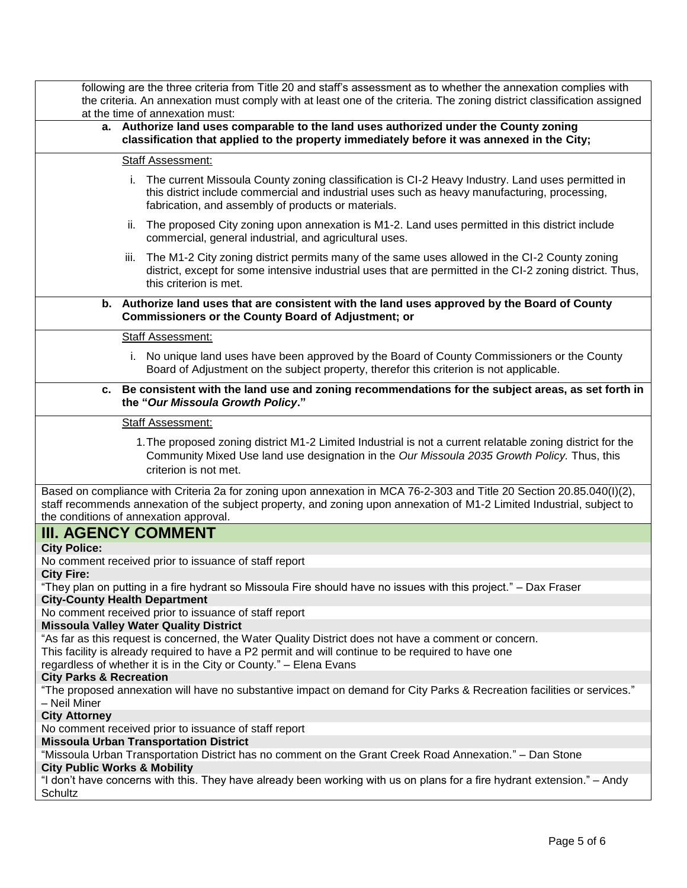following are the three criteria from Title 20 and staff's assessment as to whether the annexation complies with the criteria. An annexation must comply with at least one of the criteria. The zoning district classification assigned at the time of annexation must:

**a. Authorize land uses comparable to the land uses authorized under the County zoning classification that applied to the property immediately before it was annexed in the City;**

Staff Assessment:

i. The current Missoula County zoning classification is CI-2 Heavy Industry. Land uses permitted in this district include commercial and industrial uses such as heavy manufacturing, processing, fabrication, and assembly of products or materials.

ii. The proposed City zoning upon annexation is M1-2. Land uses permitted in this district include commercial, general industrial, and agricultural uses.

iii. The M1-2 City zoning district permits many of the same uses allowed in the CI-2 County zoning district, except for some intensive industrial uses that are permitted in the CI-2 zoning district. Thus, this criterion is met.

**b. Authorize land uses that are consistent with the land uses approved by the Board of County Commissioners or the County Board of Adjustment; or**

Staff Assessment:

i. No unique land uses have been approved by the Board of County Commissioners or the County Board of Adjustment on the subject property, therefor this criterion is not applicable.

**c. Be consistent with the land use and zoning recommendations for the subject areas, as set forth in the "*Our Missoula Growth Policy*."**

Staff Assessment:

1. The proposed zoning district M1-2 Limited Industrial is not a current relatable zoning district for the Community Mixed Use land use designation in the *Our Missoula 2035 Growth Policy.* Thus, this criterion is not met.

Based on compliance with Criteria 2a for zoning upon annexation in MCA 76-2-303 and Title 20 Section 20.85.040(I)(2), staff recommends annexation of the subject property, and zoning upon annexation of M1-2 Limited Industrial, subject to the conditions of annexation approval.

## III. AGENCY COMMENT

**City Police:**

No comment received prior to issuance of staff report

**City Fire:**

"They plan on putting in a fire hydrant so Missoula Fire should have no issues with this project." – Dax Fraser

**City-County Health Department**

No comment received prior to issuance of staff report

**Missoula Valley Water Quality District**

"As far as this request is concerned, the Water Quality District does not have a comment or concern. This facility is already required to have a P2 permit and will continue to be required to have one regardless of whether it is in the City or County." – Elena Evans

**City Parks & Recreation**

"The proposed annexation will have no substantive impact on demand for City Parks & Recreation facilities or services." – Neil Miner

**City Attorney**

No comment received prior to issuance of staff report

**Missoula Urban Transportation District**

"Missoula Urban Transportation District has no comment on the Grant Creek Road Annexation." – Dan Stone

**City Public Works & Mobility**

"I don't have concerns with this. They have already been working with us on plans for a fire hydrant extension." – Andy Schultz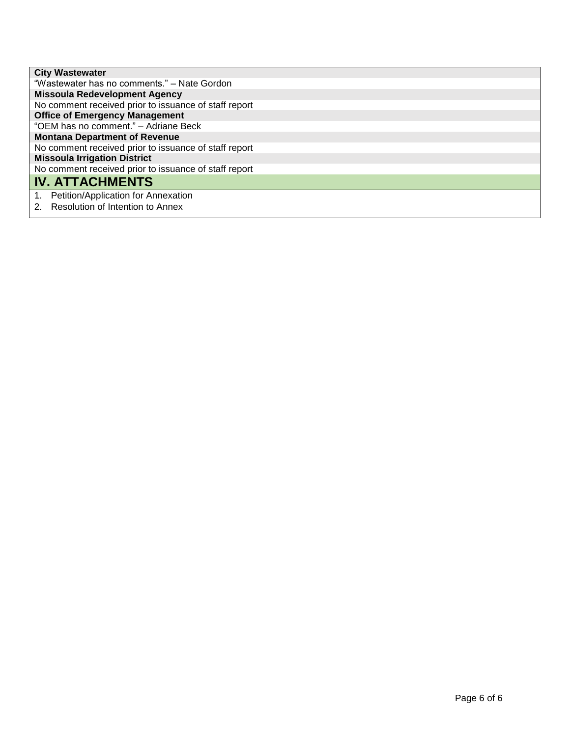**City Wastewater**

"Wastewater has no comments." – Nate Gordon

**Missoula Redevelopment Agency**

No comment received prior to issuance of staff report

**Office of Emergency Management**

"OEM has no comment." – Adriane Beck

**Montana Department of Revenue**

No comment received prior to issuance of staff report

**Missoula Irrigation District**

No comment received prior to issuance of staff report

## IV. ATTACHMENTS

1. Petition/Application for Annexation
2. Resolution of Intention to Annex